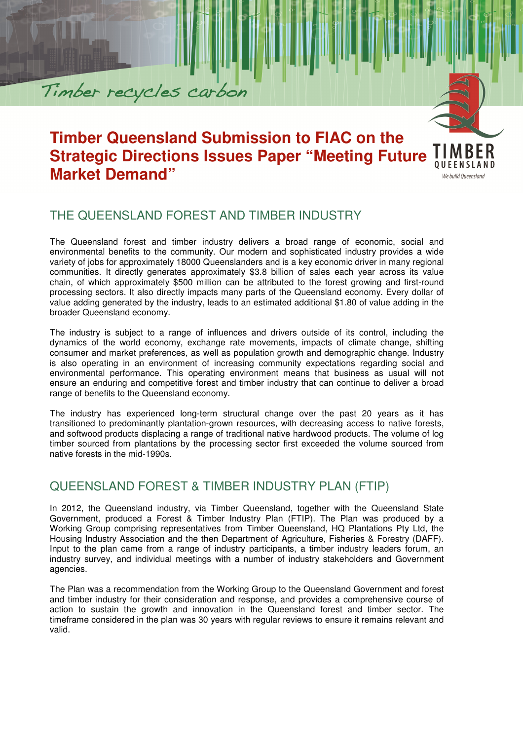Timber recycles carbon

# Timber Queensland Submission to FIAC on the Strategic Directions Issues Paper "Meeting Future Market Demand"

TIMBER QUEENSLAND

*We build Queensland*

## THE QUEENSLAND FOREST AND TIMBER INDUSTRY

The Queensland forest and timber industry delivers a broad range of economic, social and environmental benefits to the community. Our modern and sophisticated industry provides a wide variety of jobs for approximately 18000 Queenslanders and is a key economic driver in many regional communities. It directly generates approximately $3.8 billion of sales each year across its value chain, of which approximately $500 million can be attributed to the forest growing and first-round processing sectors. It also directly impacts many parts of the Queensland economy. Every dollar of value adding generated by the industry, leads to an estimated additional $1.80 of value adding in the broader Queensland economy.

The industry is subject to a range of influences and drivers outside of its control, including the dynamics of the world economy, exchange rate movements, impacts of climate change, shifting consumer and market preferences, as well as population growth and demographic change. Industry is also operating in an environment of increasing community expectations regarding social and environmental performance. This operating environment means that business as usual will not ensure an enduring and competitive forest and timber industry that can continue to deliver a broad range of benefits to the Queensland economy.

The industry has experienced long-term structural change over the past 20 years as it has transitioned to predominantly plantation-grown resources, with decreasing access to native forests, and softwood products displacing a range of traditional native hardwood products. The volume of log timber sourced from plantations by the processing sector first exceeded the volume sourced from native forests in the mid-1990s.

## QUEENSLAND FOREST & TIMBER INDUSTRY PLAN (FTIP)

In 2012, the Queensland industry, via Timber Queensland, together with the Queensland State Government, produced a Forest & Timber Industry Plan (FTIP). The Plan was produced by a Working Group comprising representatives from Timber Queensland, HQ Plantations Pty Ltd, the Housing Industry Association and the then Department of Agriculture, Fisheries & Forestry (DAFF). Input to the plan came from a range of industry participants, a timber industry leaders forum, an industry survey, and individual meetings with a number of industry stakeholders and Government agencies.

The Plan was a recommendation from the Working Group to the Queensland Government and forest and timber industry for their consideration and response, and provides a comprehensive course of action to sustain the growth and innovation in the Queensland forest and timber sector. The timeframe considered in the plan was 30 years with regular reviews to ensure it remains relevant and valid.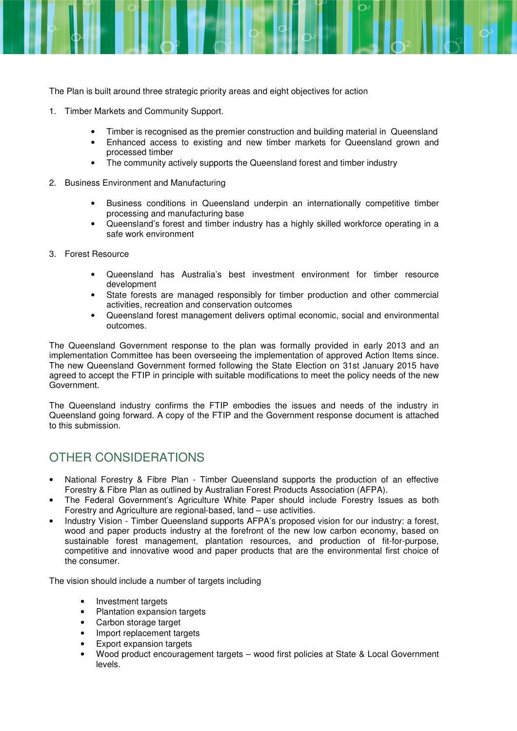The Plan is built around three strategic priority areas and eight objectives for action

1. Timber Markets and Community Support.

    - Timber is recognised as the premier construction and building material in Queensland
    - Enhanced access to existing and new timber markets for Queensland grown and processed timber
    - The community actively supports the Queensland forest and timber industry

2. Business Environment and Manufacturing

    - Business conditions in Queensland underpin an internationally competitive timber processing and manufacturing base
    - Queensland's forest and timber industry has a highly skilled workforce operating in a safe work environment

3. Forest Resource

    - Queensland has Australia's best investment environment for timber resource development
    - State forests are managed responsibly for timber production and other commercial activities, recreation and conservation outcomes
    - Queensland forest management delivers optimal economic, social and environmental outcomes.

The Queensland Government response to the plan was formally provided in early 2013 and an implementation Committee has been overseeing the implementation of approved Action Items since. The new Queensland Government formed following the State Election on 31st January 2015 have agreed to accept the FTIP in principle with suitable modifications to meet the policy needs of the new Government.

The Queensland industry confirms the FTIP embodies the issues and needs of the industry in Queensland going forward. A copy of the FTIP and the Government response document is attached to this submission.

## OTHER CONSIDERATIONS

- National Forestry & Fibre Plan - Timber Queensland supports the production of an effective Forestry & Fibre Plan as outlined by Australian Forest Products Association (AFPA).
- The Federal Government's Agriculture White Paper should include Forestry Issues as both Forestry and Agriculture are regional-based, land – use activities.
- Industry Vision - Timber Queensland supports AFPA's proposed vision for our industry: a forest, wood and paper products industry at the forefront of the new low carbon economy, based on sustainable forest management, plantation resources, and production of fit-for-purpose, competitive and innovative wood and paper products that are the environmental first choice of the consumer.

The vision should include a number of targets including

- Investment targets
- Plantation expansion targets
- Carbon storage target
- Import replacement targets
- Export expansion targets
- Wood product encouragement targets – wood first policies at State & Local Government levels.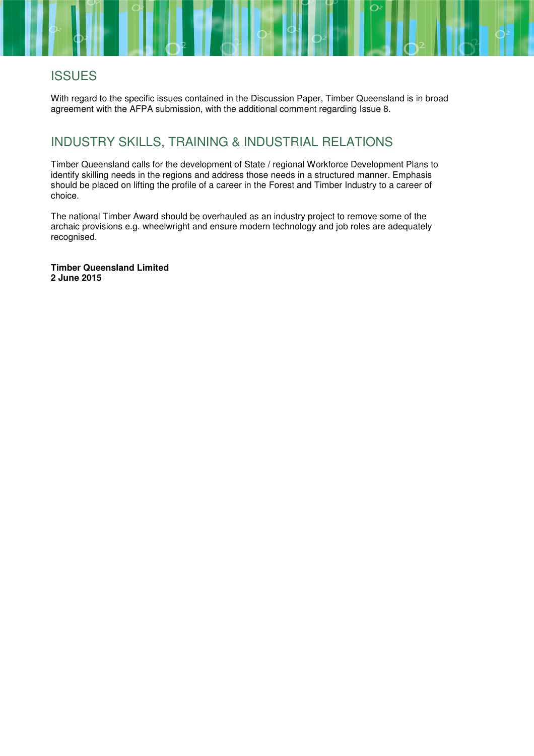## ISSUES

With regard to the specific issues contained in the Discussion Paper, Timber Queensland is in broad agreement with the AFPA submission, with the additional comment regarding Issue 8.

## INDUSTRY SKILLS, TRAINING & INDUSTRIAL RELATIONS

Timber Queensland calls for the development of State / regional Workforce Development Plans to identify skilling needs in the regions and address those needs in a structured manner. Emphasis should be placed on lifting the profile of a career in the Forest and Timber Industry to a career of choice.

The national Timber Award should be overhauled as an industry project to remove some of the archaic provisions e.g. wheelwright and ensure modern technology and job roles are adequately recognised.

**Timber Queensland Limited**
**2 June 2015**